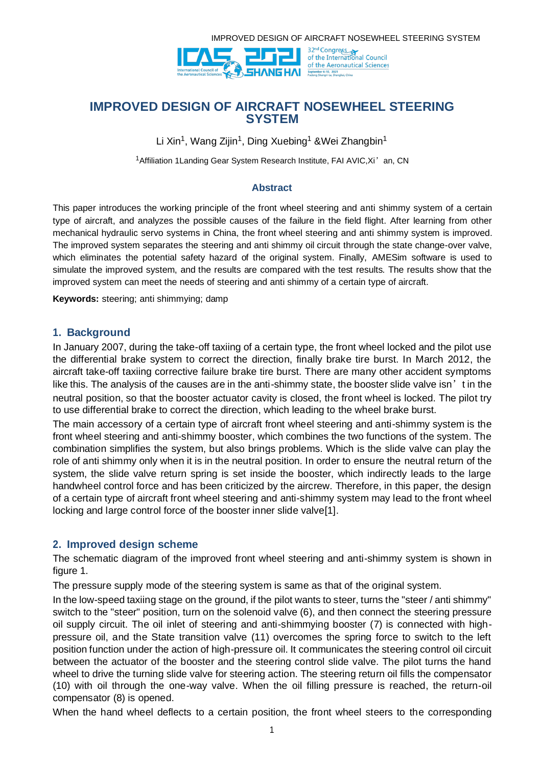# IMPROVED DESIGN OF AIRCRAFT NOSEWHEEL STEERING SYSTEM

Li Xin[1], Wang Zijin[1], Ding Xuebing[1] &Wei Zhangbin[1]

[1]Affiliation 1Landing Gear System Research Institute, FAI AVIC,Xi' an, CN

### Abstract

This paper introduces the working principle of the front wheel steering and anti shimmy system of a certain type of aircraft, and analyzes the possible causes of the failure in the field flight. After learning from other mechanical hydraulic servo systems in China, the front wheel steering and anti shimmy system is improved. The improved system separates the steering and anti shimmy oil circuit through the state change-over valve, which eliminates the potential safety hazard of the original system. Finally, AMESim software is used to simulate the improved system, and the results are compared with the test results. The results show that the improved system can meet the needs of steering and anti shimmy of a certain type of aircraft.

**Keywords:** steering; anti shimmying; damp

## 1. Background

In January 2007, during the take-off taxiing of a certain type, the front wheel locked and the pilot use the differential brake system to correct the direction, finally brake tire burst. In March 2012, the aircraft take-off taxiing corrective failure brake tire burst. There are many other accident symptoms like this. The analysis of the causes are in the anti-shimmy state, the booster slide valve isn' t in the neutral position, so that the booster actuator cavity is closed, the front wheel is locked. The pilot try to use differential brake to correct the direction, which leading to the wheel brake burst.

The main accessory of a certain type of aircraft front wheel steering and anti-shimmy system is the front wheel steering and anti-shimmy booster, which combines the two functions of the system. The combination simplifies the system, but also brings problems. Which is the slide valve can play the role of anti shimmy only when it is in the neutral position. In order to ensure the neutral return of the system, the slide valve return spring is set inside the booster, which indirectly leads to the large handwheel control force and has been criticized by the aircrew. Therefore, in this paper, the design of a certain type of aircraft front wheel steering and anti-shimmy system may lead to the front wheel locking and large control force of the booster inner slide valve[1].

## 2. Improved design scheme

The schematic diagram of the improved front wheel steering and anti-shimmy system is shown in figure 1.

The pressure supply mode of the steering system is same as that of the original system.

In the low-speed taxiing stage on the ground, if the pilot wants to steer, turns the "steer / anti shimmy" switch to the "steer" position, turn on the solenoid valve (6), and then connect the steering pressure oil supply circuit. The oil inlet of steering and anti-shimmying booster (7) is connected with high-pressure oil, and the State transition valve (11) overcomes the spring force to switch to the left position function under the action of high-pressure oil. It communicates the steering control oil circuit between the actuator of the booster and the steering control slide valve. The pilot turns the hand wheel to drive the turning slide valve for steering action. The steering return oil fills the compensator (10) with oil through the one-way valve. When the oil filling pressure is reached, the return-oil compensator (8) is opened.

When the hand wheel deflects to a certain position, the front wheel steers to the corresponding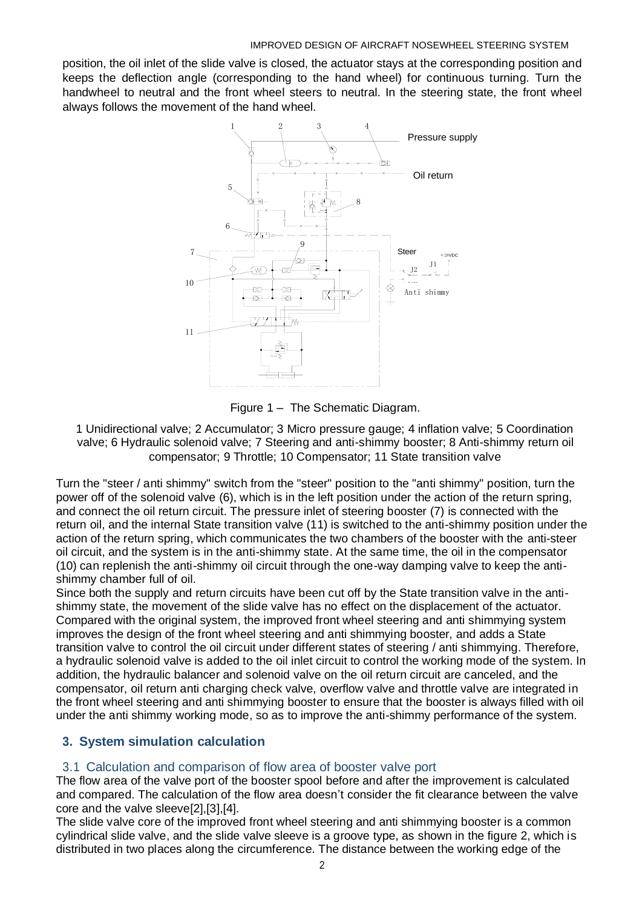position, the oil inlet of the slide valve is closed, the actuator stays at the corresponding position and keeps the deflection angle (corresponding to the hand wheel) for continuous turning. Turn the handwheel to neutral and the front wheel steers to neutral. In the steering state, the front wheel always follows the movement of the hand wheel.

Figure 1 – The Schematic Diagram.

1 Unidirectional valve; 2 Accumulator; 3 Micro pressure gauge; 4 inflation valve; 5 Coordination valve; 6 Hydraulic solenoid valve; 7 Steering and anti-shimmy booster; 8 Anti-shimmy return oil compensator; 9 Throttle; 10 Compensator; 11 State transition valve

Turn the "steer / anti shimmy" switch from the "steer" position to the "anti shimmy" position, turn the power off of the solenoid valve (6), which is in the left position under the action of the return spring, and connect the oil return circuit. The pressure inlet of steering booster (7) is connected with the return oil, and the internal State transition valve (11) is switched to the anti-shimmy position under the action of the return spring, which communicates the two chambers of the booster with the anti-steer oil circuit, and the system is in the anti-shimmy state. At the same time, the oil in the compensator (10) can replenish the anti-shimmy oil circuit through the one-way damping valve to keep the anti-shimmy chamber full of oil.

Since both the supply and return circuits have been cut off by the State transition valve in the anti-shimmy state, the movement of the slide valve has no effect on the displacement of the actuator. Compared with the original system, the improved front wheel steering and anti shimmying system improves the design of the front wheel steering and anti shimmying booster, and adds a State transition valve to control the oil circuit under different states of steering / anti shimmying. Therefore, a hydraulic solenoid valve is added to the oil inlet circuit to control the working mode of the system. In addition, the hydraulic balancer and solenoid valve on the oil return circuit are canceled, and the compensator, oil return anti charging check valve, overflow valve and throttle valve are integrated in the front wheel steering and anti shimmying booster to ensure that the booster is always filled with oil under the anti shimmy working mode, so as to improve the anti-shimmy performance of the system.

## 3. System simulation calculation

### 3.1 Calculation and comparison of flow area of booster valve port

The flow area of the valve port of the booster spool before and after the improvement is calculated and compared. The calculation of the flow area doesn't consider the fit clearance between the valve core and the valve sleeve[2],[3],[4].

The slide valve core of the improved front wheel steering and anti shimmying booster is a common cylindrical slide valve, and the slide valve sleeve is a groove type, as shown in the figure 2, which is distributed in two places along the circumference. The distance between the working edge of the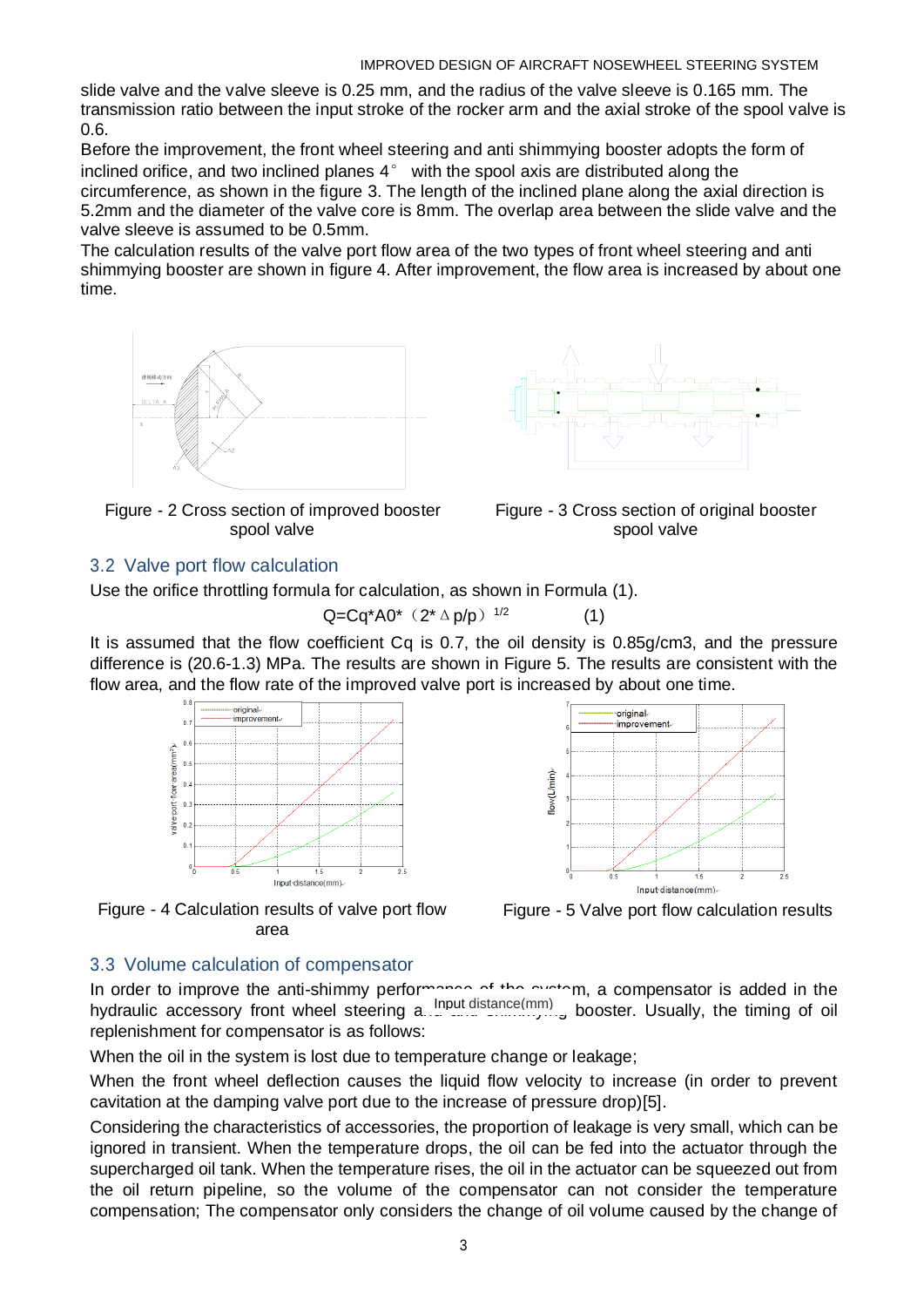slide valve and the valve sleeve is 0.25 mm, and the radius of the valve sleeve is 0.165 mm. The transmission ratio between the input stroke of the rocker arm and the axial stroke of the spool valve is 0.6.

Before the improvement, the front wheel steering and anti shimmying booster adopts the form of inclined orifice, and two inclined planes 4° with the spool axis are distributed along the circumference, as shown in the figure 3. The length of the inclined plane along the axial direction is 5.2mm and the diameter of the valve core is 8mm. The overlap area between the slide valve and the valve sleeve is assumed to be 0.5mm.

The calculation results of the valve port flow area of the two types of front wheel steering and anti shimmying booster are shown in figure 4. After improvement, the flow area is increased by about one time.

Figure - 2 Cross section of improved booster spool valve

Figure - 3 Cross section of original booster spool valve

## 3.2 Valve port flow calculation

Use the orifice throttling formula for calculation, as shown in Formula (1).

$$Q = Cq * A0 * (2 * \Delta p / \rho)^{1/2} \qquad (1)$$

It is assumed that the flow coefficient Cq is 0.7, the oil density is 0.85g/cm3, and the pressure difference is (20.6-1.3) MPa. The results are shown in Figure 5. The results are consistent with the flow area, and the flow rate of the improved valve port is increased by about one time.

Figure - 4 Calculation results of valve port flow area

Figure - 5 Valve port flow calculation results

## 3.3 Volume calculation of compensator

In order to improve the anti-shimmy performance of the system, a compensator is added in the hydraulic accessory front wheel steering and shimmying booster. Usually, the timing of oil replenishment for compensator is as follows:

When the oil in the system is lost due to temperature change or leakage;

When the front wheel deflection causes the liquid flow velocity to increase (in order to prevent cavitation at the damping valve port due to the increase of pressure drop)[5].

Considering the characteristics of accessories, the proportion of leakage is very small, which can be ignored in transient. When the temperature drops, the oil can be fed into the actuator through the supercharged oil tank. When the temperature rises, the oil in the actuator can be squeezed out from the oil return pipeline, so the volume of the compensator can not consider the temperature compensation; The compensator only considers the change of oil volume caused by the change of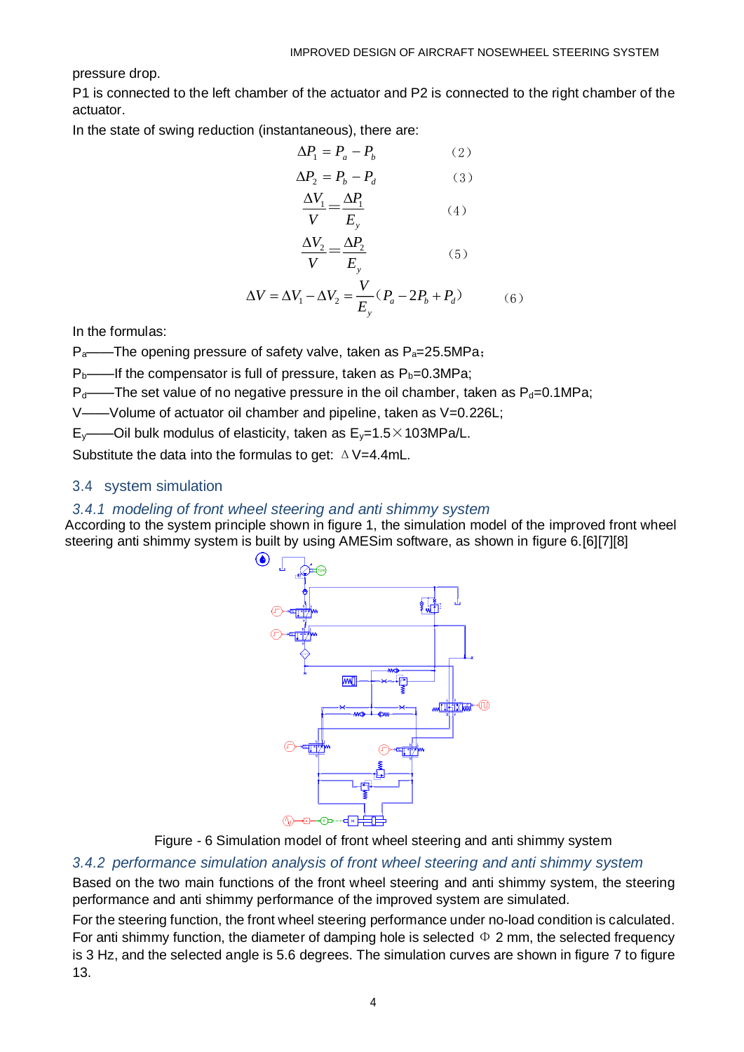pressure drop.

P1 is connected to the left chamber of the actuator and P2 is connected to the right chamber of the actuator.

In the state of swing reduction (instantaneous), there are:

$$\Delta P_1 = P_a - P_b \quad (2)$$

$$\Delta P_2 = P_b - P_d \quad (3)$$

$$\frac{\Delta V_1}{V} = \frac{\Delta P_1}{E_y} \quad (4)$$

$$\frac{\Delta V_2}{V} = \frac{\Delta P_2}{E_y} \quad (5)$$

$$\Delta V = \Delta V_1 - \Delta V_2 = \frac{V}{E_y}(P_a - 2P_b + P_d) \quad (6)$$

In the formulas:

$P_a$——The opening pressure of safety valve, taken as $P_a$=25.5MPa;

$P_b$——If the compensator is full of pressure, taken as $P_b$=0.3MPa;

$P_d$——The set value of no negative pressure in the oil chamber, taken as $P_d$=0.1MPa;

V——Volume of actuator oil chamber and pipeline, taken as V=0.226L;

$E_y$——Oil bulk modulus of elasticity, taken as $E_y$=1.5×103MPa/L.

Substitute the data into the formulas to get: $\Delta V$=4.4mL.

## 3.4 system simulation

### 3.4.1 modeling of front wheel steering and anti shimmy system

According to the system principle shown in figure 1, the simulation model of the improved front wheel steering anti shimmy system is built by using AMESim software, as shown in figure 6.[6][7][8]

Figure - 6 Simulation model of front wheel steering and anti shimmy system

### 3.4.2 performance simulation analysis of front wheel steering and anti shimmy system

Based on the two main functions of the front wheel steering and anti shimmy system, the steering performance and anti shimmy performance of the improved system are simulated.

For the steering function, the front wheel steering performance under no-load condition is calculated. For anti shimmy function, the diameter of damping hole is selected Φ 2 mm, the selected frequency is 3 Hz, and the selected angle is 5.6 degrees. The simulation curves are shown in figure 7 to figure 13.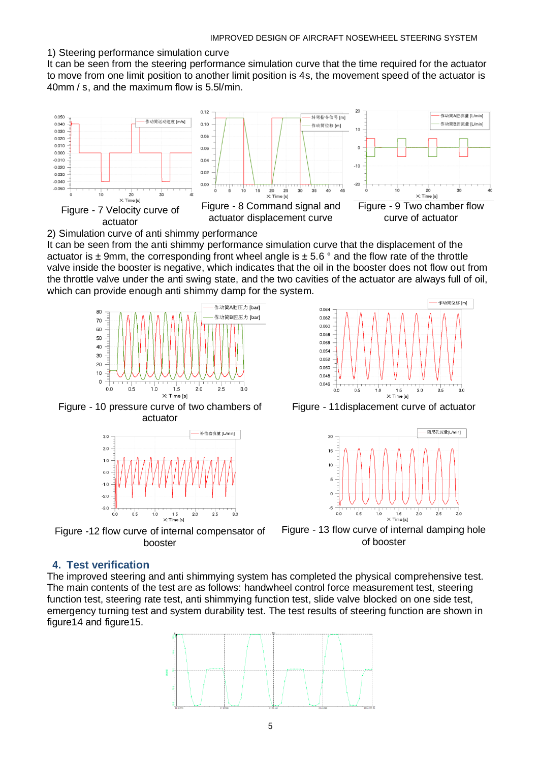1) Steering performance simulation curve

It can be seen from the steering performance simulation curve that the time required for the actuator to move from one limit position to another limit position is 4s, the movement speed of the actuator is 40mm / s, and the maximum flow is 5.5l/min.

Figure - 7 Velocity curve of actuator

Figure - 8 Command signal and actuator displacement curve

Figure - 9 Two chamber flow curve of actuator

2) Simulation curve of anti shimmy performance

It can be seen from the anti shimmy performance simulation curve that the displacement of the actuator is ± 9mm, the corresponding front wheel angle is ± 5.6 ° and the flow rate of the throttle valve inside the booster is negative, which indicates that the oil in the booster does not flow out from the throttle valve under the anti swing state, and the two cavities of the actuator are always full of oil, which can provide enough anti shimmy damp for the system.

Figure - 10 pressure curve of two chambers of actuator

Figure - 11displacement curve of actuator

Figure -12 flow curve of internal compensator of booster

Figure - 13 flow curve of internal damping hole of booster

## 4. Test verification

The improved steering and anti shimmying system has completed the physical comprehensive test. The main contents of the test are as follows: handwheel control force measurement test, steering function test, steering rate test, anti shimmying function test, slide valve blocked on one side test, emergency turning test and system durability test. The test results of steering function are shown in figure14 and figure15.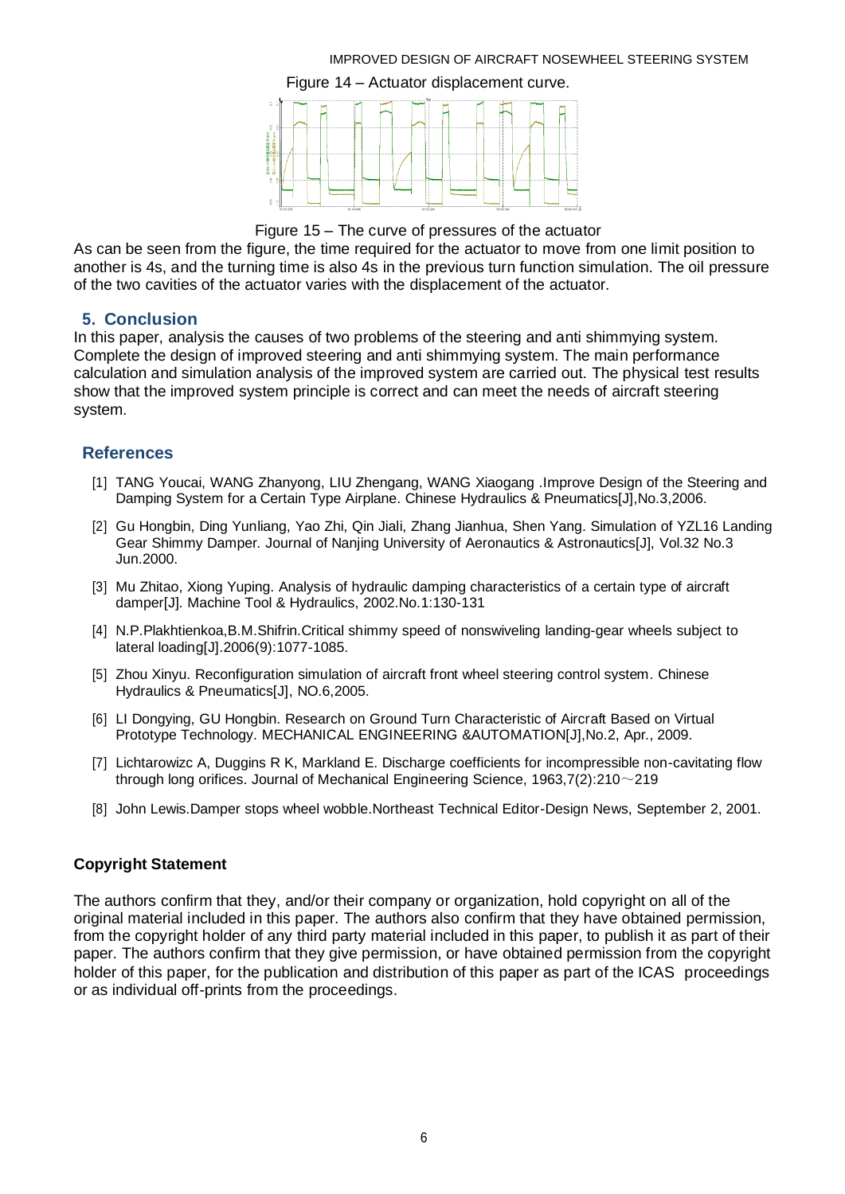Figure 14 – Actuator displacement curve.

Figure 15 – The curve of pressures of the actuator

As can be seen from the figure, the time required for the actuator to move from one limit position to another is 4s, and the turning time is also 4s in the previous turn function simulation. The oil pressure of the two cavities of the actuator varies with the displacement of the actuator.

## 5. Conclusion

In this paper, analysis the causes of two problems of the steering and anti shimmying system. Complete the design of improved steering and anti shimmying system. The main performance calculation and simulation analysis of the improved system are carried out. The physical test results show that the improved system principle is correct and can meet the needs of aircraft steering system.

## References

[1] TANG Youcai, WANG Zhanyong, LIU Zhengang, WANG Xiaogang .Improve Design of the Steering and Damping System for a Certain Type Airplane. Chinese Hydraulics & Pneumatics[J],No.3,2006.

[2] Gu Hongbin, Ding Yunliang, Yao Zhi, Qin Jiali, Zhang Jianhua, Shen Yang. Simulation of YZL16 Landing Gear Shimmy Damper. Journal of Nanjing University of Aeronautics & Astronautics[J], Vol.32 No.3 Jun.2000.

[3] Mu Zhitao, Xiong Yuping. Analysis of hydraulic damping characteristics of a certain type of aircraft damper[J]. Machine Tool & Hydraulics, 2002.No.1:130-131

[4] N.P.Plakhtienkoa,B.M.Shifrin.Critical shimmy speed of nonswiveling landing-gear wheels subject to lateral loading[J].2006(9):1077-1085.

[5] Zhou Xinyu. Reconfiguration simulation of aircraft front wheel steering control system. Chinese Hydraulics & Pneumatics[J], NO.6,2005.

[6] LI Dongying, GU Hongbin. Research on Ground Turn Characteristic of Aircraft Based on Virtual Prototype Technology. MECHANICAL ENGINEERING &AUTOMATION[J],No.2, Apr., 2009.

[7] Lichtarowizc A, Duggins R K, Markland E. Discharge coefficients for incompressible non-cavitating flow through long orifices. Journal of Mechanical Engineering Science, 1963,7(2):210～219

[8] John Lewis.Damper stops wheel wobble.Northeast Technical Editor-Design News, September 2, 2001.

### Copyright Statement

The authors confirm that they, and/or their company or organization, hold copyright on all of the original material included in this paper. The authors also confirm that they have obtained permission, from the copyright holder of any third party material included in this paper, to publish it as part of their paper. The authors confirm that they give permission, or have obtained permission from the copyright holder of this paper, for the publication and distribution of this paper as part of the ICAS proceedings or as individual off-prints from the proceedings.